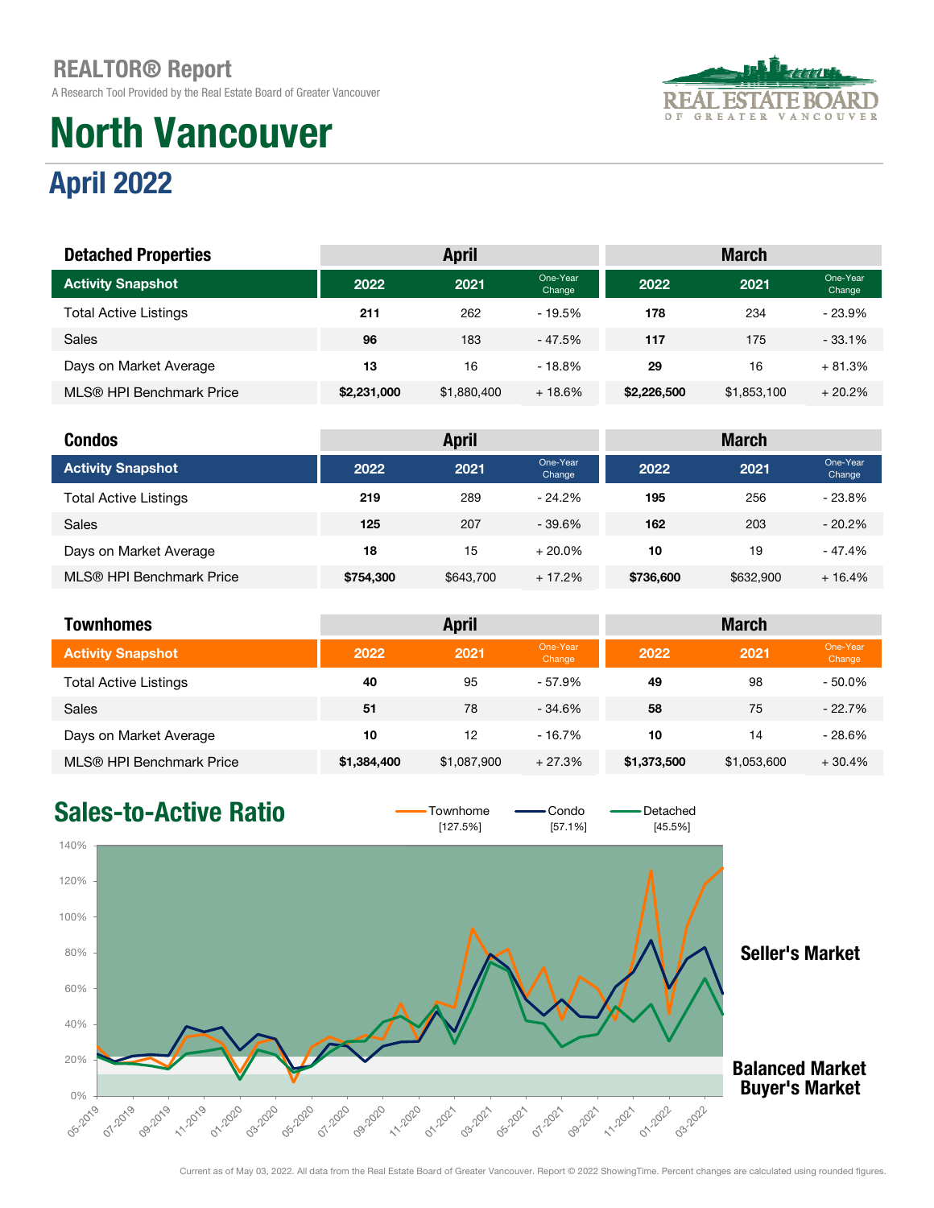# REALTOR® Report

A Research Tool Provided by the Real Estate Board of Greater Vancouver

# North Vancouver

## April 2022

| Detached Properties | April | | | March | | |
|---|---|---|---|---|---|---|
| **Activity Snapshot** | **2022** | **2021** | **One-Year Change** | **2022** | **2021** | **One-Year Change** |
| Total Active Listings | **211** | 262 | - 19.5% | **178** | 234 | - 23.9% |
| Sales | **96** | 183 | - 47.5% | **117** | 175 | - 33.1% |
| Days on Market Average | **13** | 16 | - 18.8% | **29** | 16 | + 81.3% |
| MLS® HPI Benchmark Price | **$2,231,000** | $1,880,400 | + 18.6% | **$2,226,500** | $1,853,100 | + 20.2% |

| Condos | April | | | March | | |
|---|---|---|---|---|---|---|
| **Activity Snapshot** | **2022** | **2021** | **One-Year Change** | **2022** | **2021** | **One-Year Change** |
| Total Active Listings | **219** | 289 | - 24.2% | **195** | 256 | - 23.8% |
| Sales | **125** | 207 | - 39.6% | **162** | 203 | - 20.2% |
| Days on Market Average | **18** | 15 | + 20.0% | **10** | 19 | - 47.4% |
| MLS® HPI Benchmark Price | **$754,300** | $643,700 | + 17.2% | **$736,600** | $632,900 | + 16.4% |

| Townhomes | April | | | March | | |
|---|---|---|---|---|---|---|
| **Activity Snapshot** | **2022** | **2021** | **One-Year Change** | **2022** | **2021** | **One-Year Change** |
| Total Active Listings | **40** | 95 | - 57.9% | **49** | 98 | - 50.0% |
| Sales | **51** | 78 | - 34.6% | **58** | 75 | - 22.7% |
| Days on Market Average | **10** | 12 | - 16.7% | **10** | 14 | - 28.6% |
| MLS® HPI Benchmark Price | **$1,384,400** | $1,087,900 | + 27.3% | **$1,373,500** | $1,053,600 | + 30.4% |

## Sales-to-Active Ratio

Townhome [127.5%] Condo [57.1%] Detached [45.5%]

Seller's Market

Balanced Market

Buyer's Market

Current as of May 03, 2022. All data from the Real Estate Board of Greater Vancouver. Report © 2022 ShowingTime. Percent changes are calculated using rounded figures.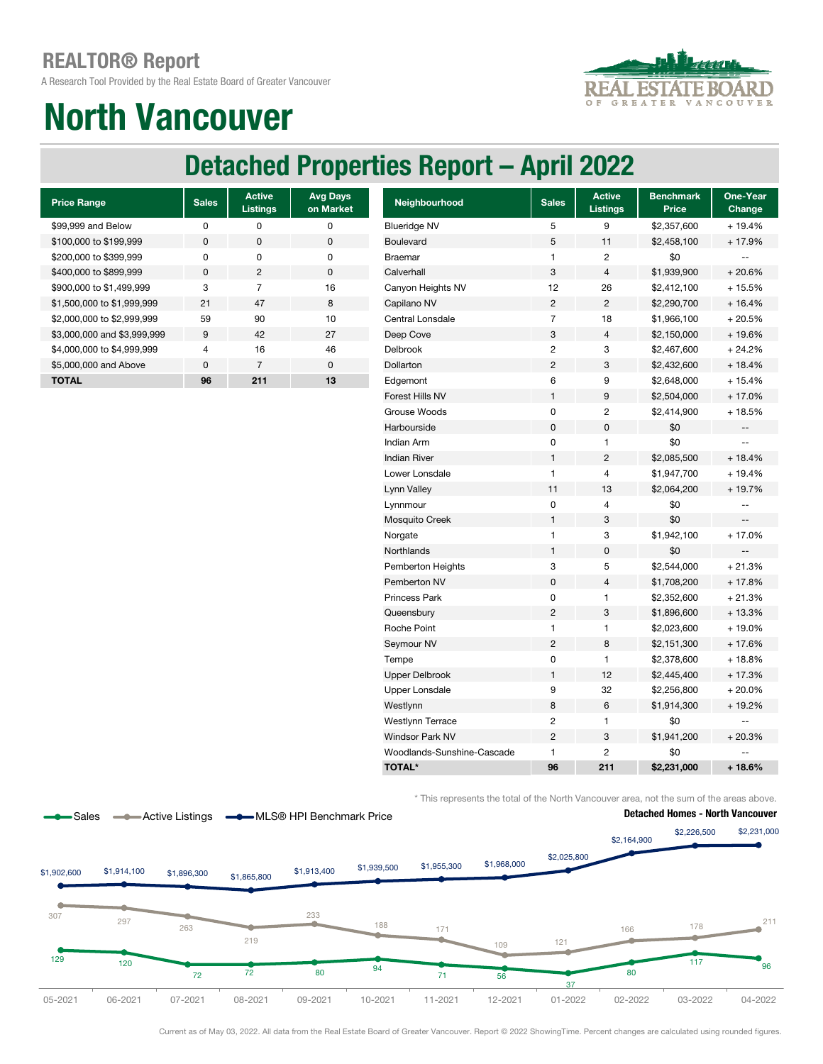# REALTOR® Report

A Research Tool Provided by the Real Estate Board of Greater Vancouver

# North Vancouver

## Detached Properties Report – April 2022

| Price Range | Sales | Active Listings | Avg Days on Market |
|---|---|---|---|
| $99,999 and Below | 0 | 0 | 0 |
| $100,000 to $199,999 | 0 | 0 | 0 |
| $200,000 to $399,999 | 0 | 0 | 0 |
| $400,000 to $899,999 | 0 | 2 | 0 |
| $900,000 to $1,499,999 | 3 | 7 | 16 |
| $1,500,000 to $1,999,999 | 21 | 47 | 8 |
| $2,000,000 to $2,999,999 | 59 | 90 | 10 |
| $3,000,000 and $3,999,999 | 9 | 42 | 27 |
| $4,000,000 to $4,999,999 | 4 | 16 | 46 |
| $5,000,000 and Above | 0 | 7 | 0 |
| **TOTAL** | **96** | **211** | **13** |

| Neighbourhood | Sales | Active Listings | Benchmark Price | One-Year Change |
|---|---|---|---|---|
| Blueridge NV | 5 | 9 | $2,357,600 | + 19.4% |
| Boulevard | 5 | 11 | $2,458,100 | + 17.9% |
| Braemar | 1 | 2 | $0 | -- |
| Calverhall | 3 | 4 | $1,939,900 | + 20.6% |
| Canyon Heights NV | 12 | 26 | $2,412,100 | + 15.5% |
| Capilano NV | 2 | 2 | $2,290,700 | + 16.4% |
| Central Lonsdale | 7 | 18 | $1,966,100 | + 20.5% |
| Deep Cove | 3 | 4 | $2,150,000 | + 19.6% |
| Delbrook | 2 | 3 | $2,467,600 | + 24.2% |
| Dollarton | 2 | 3 | $2,432,600 | + 18.4% |
| Edgemont | 6 | 9 | $2,648,000 | + 15.4% |
| Forest Hills NV | 1 | 9 | $2,504,000 | + 17.0% |
| Grouse Woods | 0 | 2 | $2,414,900 | + 18.5% |
| Harbourside | 0 | 0 | $0 | -- |
| Indian Arm | 0 | 1 | $0 | -- |
| Indian River | 1 | 2 | $2,085,500 | + 18.4% |
| Lower Lonsdale | 1 | 4 | $1,947,700 | + 19.4% |
| Lynn Valley | 11 | 13 | $2,064,200 | + 19.7% |
| Lynnmour | 0 | 4 | $0 | -- |
| Mosquito Creek | 1 | 3 | $0 | -- |
| Norgate | 1 | 3 | $1,942,100 | + 17.0% |
| Northlands | 1 | 0 | $0 | -- |
| Pemberton Heights | 3 | 5 | $2,544,000 | + 21.3% |
| Pemberton NV | 0 | 4 | $1,708,200 | + 17.8% |
| Princess Park | 0 | 1 | $2,352,600 | + 21.3% |
| Queensbury | 2 | 3 | $1,896,600 | + 13.3% |
| Roche Point | 1 | 1 | $2,023,600 | + 19.0% |
| Seymour NV | 2 | 8 | $2,151,300 | + 17.6% |
| Tempe | 0 | 1 | $2,378,600 | + 18.8% |
| Upper Delbrook | 1 | 12 | $2,445,400 | + 17.3% |
| Upper Lonsdale | 9 | 32 | $2,256,800 | + 20.0% |
| Westlynn | 8 | 6 | $1,914,300 | + 19.2% |
| Westlynn Terrace | 2 | 1 | $0 | -- |
| Windsor Park NV | 2 | 3 | $1,941,200 | + 20.3% |
| Woodlands-Sunshine-Cascade | 1 | 2 | $0 | -- |
| **TOTAL*** | **96** | **211** | **$2,231,000** | **+ 18.6%** |

* This represents the total of the North Vancouver area, not the sum of the areas above.

**Detached Homes - North Vancouver**

| Month | Sales | Active Listings | MLS® HPI Benchmark Price |
|---|---|---|---|
| 05-2021 | 129 | 307 | $1,902,600 |
| 06-2021 | 120 | 297 | $1,914,100 |
| 07-2021 | 72 | 263 | $1,896,300 |
| 08-2021 | 72 | 219 | $1,865,800 |
| 09-2021 | 80 | 233 | $1,913,400 |
| 10-2021 | 94 | 188 | $1,939,500 |
| 11-2021 | 71 | 171 | $1,955,300 |
| 12-2021 | 56 | 109 | $1,968,000 |
| 01-2022 | 37 | 121 | $2,025,800 |
| 02-2022 | 80 | 166 | $2,164,900 |
| 03-2022 | 117 | 178 | $2,226,500 |
| 04-2022 | 96 | 211 | $2,231,000 |

Current as of May 03, 2022. All data from the Real Estate Board of Greater Vancouver. Report © 2022 ShowingTime. Percent changes are calculated using rounded figures.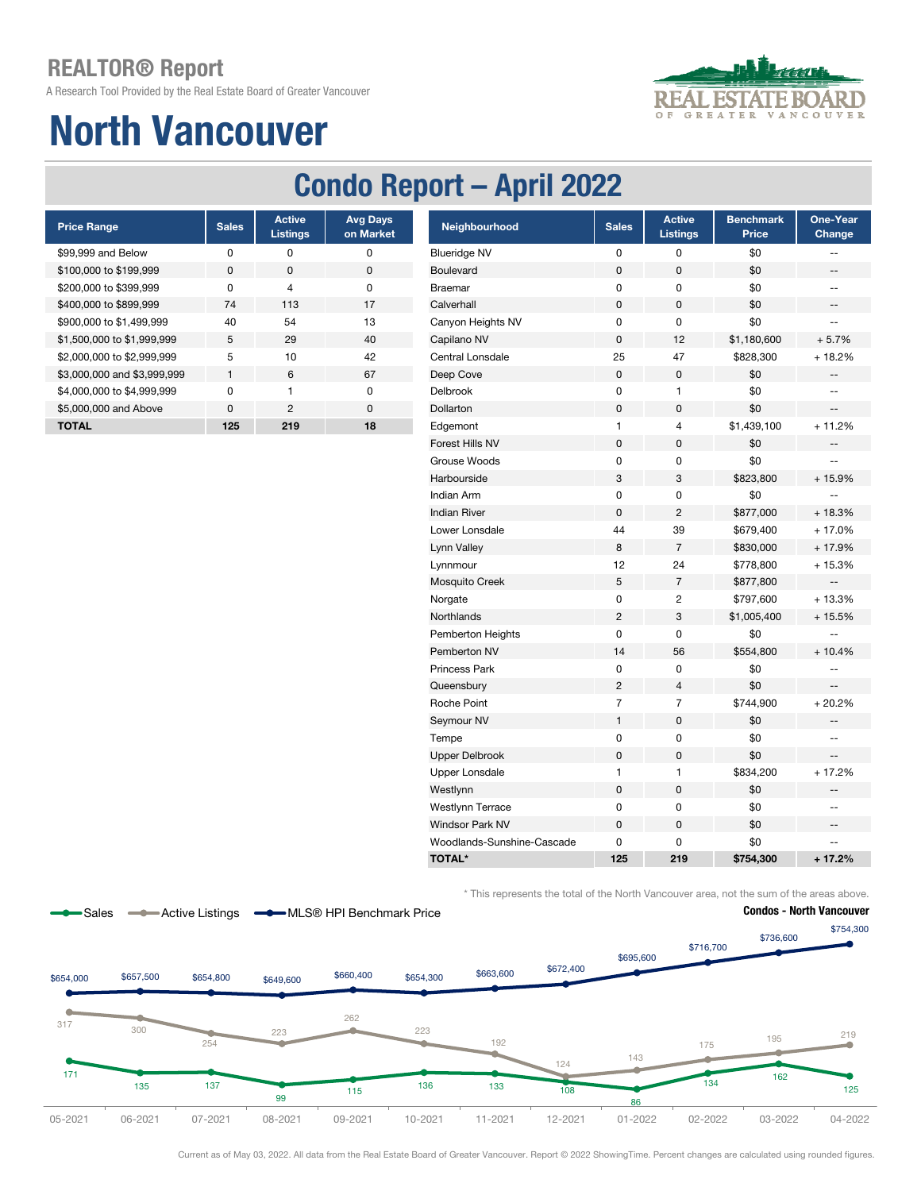# REALTOR® Report

A Research Tool Provided by the Real Estate Board of Greater Vancouver

# North Vancouver

## Condo Report – April 2022

| Price Range | Sales | Active Listings | Avg Days on Market |
|---|---|---|---|
| $99,999 and Below | 0 | 0 | 0 |
| $100,000 to $199,999 | 0 | 0 | 0 |
| $200,000 to $399,999 | 0 | 4 | 0 |
| $400,000 to $899,999 | 74 | 113 | 17 |
| $900,000 to $1,499,999 | 40 | 54 | 13 |
| $1,500,000 to $1,999,999 | 5 | 29 | 40 |
| $2,000,000 to $2,999,999 | 5 | 10 | 42 |
| $3,000,000 and $3,999,999 | 1 | 6 | 67 |
| $4,000,000 to $4,999,999 | 0 | 1 | 0 |
| $5,000,000 and Above | 0 | 2 | 0 |
| **TOTAL** | **125** | **219** | **18** |

| Neighbourhood | Sales | Active Listings | Benchmark Price | One-Year Change |
|---|---|---|---|---|
| Blueridge NV | 0 | 0 | $0 | -- |
| Boulevard | 0 | 0 | $0 | -- |
| Braemar | 0 | 0 | $0 | -- |
| Calverhall | 0 | 0 | $0 | -- |
| Canyon Heights NV | 0 | 0 | $0 | -- |
| Capilano NV | 0 | 12 | $1,180,600 | + 5.7% |
| Central Lonsdale | 25 | 47 | $828,300 | + 18.2% |
| Deep Cove | 0 | 0 | $0 | -- |
| Delbrook | 0 | 1 | $0 | -- |
| Dollarton | 0 | 0 | $0 | -- |
| Edgemont | 1 | 4 | $1,439,100 | + 11.2% |
| Forest Hills NV | 0 | 0 | $0 | -- |
| Grouse Woods | 0 | 0 | $0 | -- |
| Harbourside | 3 | 3 | $823,800 | + 15.9% |
| Indian Arm | 0 | 0 | $0 | -- |
| Indian River | 0 | 2 | $877,000 | + 18.3% |
| Lower Lonsdale | 44 | 39 | $679,400 | + 17.0% |
| Lynn Valley | 8 | 7 | $830,000 | + 17.9% |
| Lynnmour | 12 | 24 | $778,800 | + 15.3% |
| Mosquito Creek | 5 | 7 | $877,800 | -- |
| Norgate | 0 | 2 | $797,600 | + 13.3% |
| Northlands | 2 | 3 | $1,005,400 | + 15.5% |
| Pemberton Heights | 0 | 0 | $0 | -- |
| Pemberton NV | 14 | 56 | $554,800 | + 10.4% |
| Princess Park | 0 | 0 | $0 | -- |
| Queensbury | 2 | 4 | $0 | -- |
| Roche Point | 7 | 7 | $744,900 | + 20.2% |
| Seymour NV | 1 | 0 | $0 | -- |
| Tempe | 0 | 0 | $0 | -- |
| Upper Delbrook | 0 | 0 | $0 | -- |
| Upper Lonsdale | 1 | 1 | $834,200 | + 17.2% |
| Westlynn | 0 | 0 | $0 | -- |
| Westlynn Terrace | 0 | 0 | $0 | -- |
| Windsor Park NV | 0 | 0 | $0 | -- |
| Woodlands-Sunshine-Cascade | 0 | 0 | $0 | -- |
| **TOTAL*** | **125** | **219** | **$754,300** | **+ 17.2%** |

* This represents the total of the North Vancouver area, not the sum of the areas above.

**Condos - North Vancouver**

| Month | Sales | Active Listings | MLS® HPI Benchmark Price |
|---|---|---|---|
| 05-2021 | 171 | 317 | $654,000 |
| 06-2021 | 135 | 300 | $657,500 |
| 07-2021 | 137 | 254 | $654,800 |
| 08-2021 | 99 | 223 | $649,600 |
| 09-2021 | 115 | 262 | $660,400 |
| 10-2021 | 136 | 223 | $654,300 |
| 11-2021 | 133 | 192 | $663,600 |
| 12-2021 | 108 | 124 | $672,400 |
| 01-2022 | 86 | 143 | $695,600 |
| 02-2022 | 134 | 175 | $716,700 |
| 03-2022 | 162 | 195 | $736,600 |
| 04-2022 | 125 | 219 | $754,300 |

Current as of May 03, 2022. All data from the Real Estate Board of Greater Vancouver. Report © 2022 ShowingTime. Percent changes are calculated using rounded figures.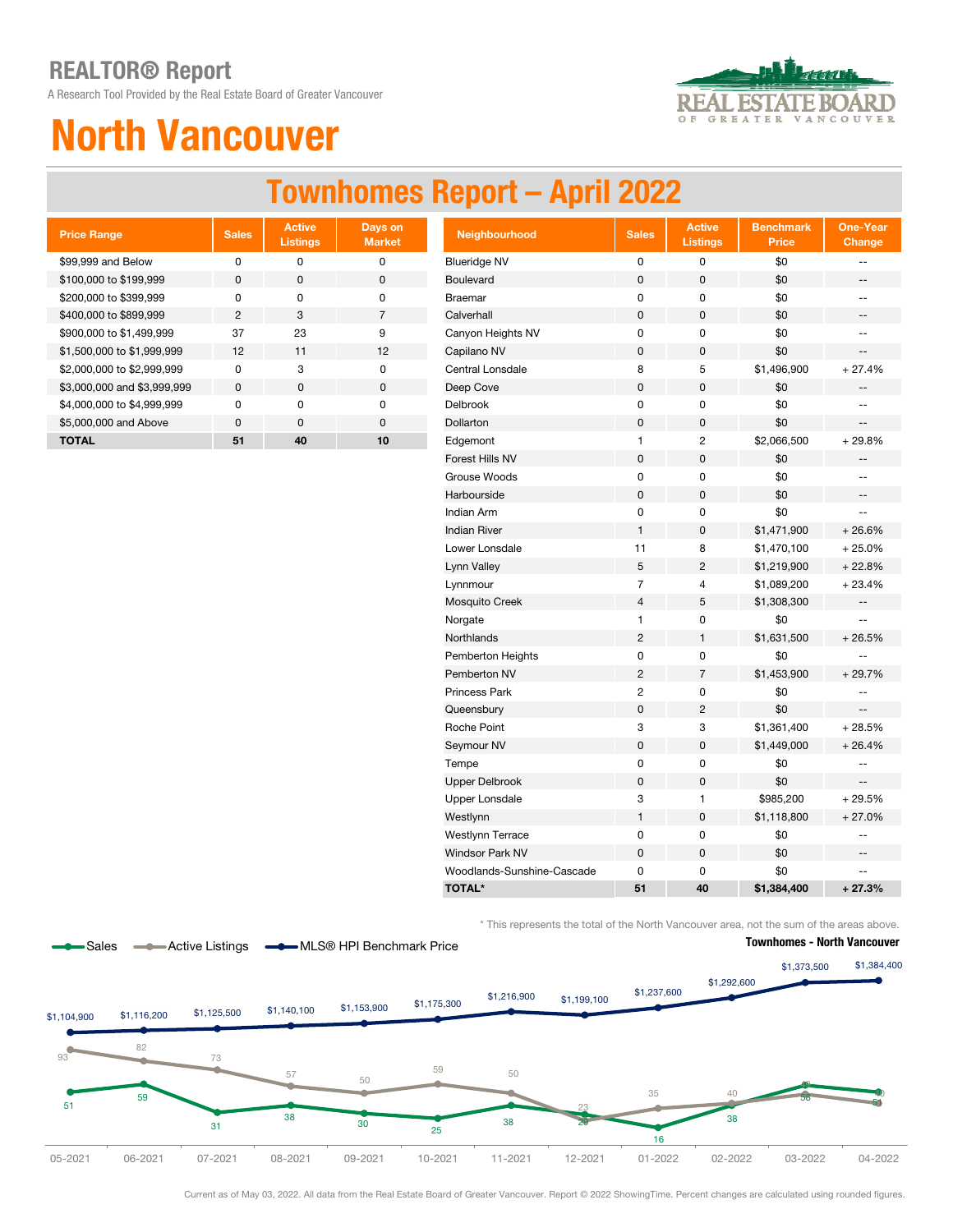# REALTOR® Report

A Research Tool Provided by the Real Estate Board of Greater Vancouver

# North Vancouver

## Townhomes Report – April 2022

| Price Range | Sales | Active Listings | Days on Market |
|---|---|---|---|
| $99,999 and Below | 0 | 0 | 0 |
| $100,000 to $199,999 | 0 | 0 | 0 |
| $200,000 to $399,999 | 0 | 0 | 0 |
| $400,000 to $899,999 | 2 | 3 | 7 |
| $900,000 to $1,499,999 | 37 | 23 | 9 |
| $1,500,000 to $1,999,999 | 12 | 11 | 12 |
| $2,000,000 to $2,999,999 | 0 | 3 | 0 |
| $3,000,000 and $3,999,999 | 0 | 0 | 0 |
| $4,000,000 to $4,999,999 | 0 | 0 | 0 |
| $5,000,000 and Above | 0 | 0 | 0 |
| **TOTAL** | **51** | **40** | **10** |

| Neighbourhood | Sales | Active Listings | Benchmark Price | One-Year Change |
|---|---|---|---|---|
| Blueridge NV | 0 | 0 | $0 | -- |
| Boulevard | 0 | 0 | $0 | -- |
| Braemar | 0 | 0 | $0 | -- |
| Calverhall | 0 | 0 | $0 | -- |
| Canyon Heights NV | 0 | 0 | $0 | -- |
| Capilano NV | 0 | 0 | $0 | -- |
| Central Lonsdale | 8 | 5 | $1,496,900 | + 27.4% |
| Deep Cove | 0 | 0 | $0 | -- |
| Delbrook | 0 | 0 | $0 | -- |
| Dollarton | 0 | 0 | $0 | -- |
| Edgemont | 1 | 2 | $2,066,500 | + 29.8% |
| Forest Hills NV | 0 | 0 | $0 | -- |
| Grouse Woods | 0 | 0 | $0 | -- |
| Harbourside | 0 | 0 | $0 | -- |
| Indian Arm | 0 | 0 | $0 | -- |
| Indian River | 1 | 0 | $1,471,900 | + 26.6% |
| Lower Lonsdale | 11 | 8 | $1,470,100 | + 25.0% |
| Lynn Valley | 5 | 2 | $1,219,900 | + 22.8% |
| Lynnmour | 7 | 4 | $1,089,200 | + 23.4% |
| Mosquito Creek | 4 | 5 | $1,308,300 | -- |
| Norgate | 1 | 0 | $0 | -- |
| Northlands | 2 | 1 | $1,631,500 | + 26.5% |
| Pemberton Heights | 0 | 0 | $0 | -- |
| Pemberton NV | 2 | 7 | $1,453,900 | + 29.7% |
| Princess Park | 2 | 0 | $0 | -- |
| Queensbury | 0 | 2 | $0 | -- |
| Roche Point | 3 | 3 | $1,361,400 | + 28.5% |
| Seymour NV | 0 | 0 | $1,449,000 | + 26.4% |
| Tempe | 0 | 0 | $0 | -- |
| Upper Delbrook | 0 | 0 | $0 | -- |
| Upper Lonsdale | 3 | 1 | $985,200 | + 29.5% |
| Westlynn | 1 | 0 | $1,118,800 | + 27.0% |
| Westlynn Terrace | 0 | 0 | $0 | -- |
| Windsor Park NV | 0 | 0 | $0 | -- |
| Woodlands-Sunshine-Cascade | 0 | 0 | $0 | -- |
| **TOTAL*** | **51** | **40** | **$1,384,400** | **+ 27.3%** |

* This represents the total of the North Vancouver area, not the sum of the areas above.

**Townhomes - North Vancouver**

| Month | Sales | Active Listings | MLS® HPI Benchmark Price |
|---|---|---|---|
| 05-2021 | 51 | 93 | $1,104,900 |
| 06-2021 | 59 | 82 | $1,116,200 |
| 07-2021 | 31 | 73 | $1,125,500 |
| 08-2021 | 38 | 57 | $1,140,100 |
| 09-2021 | 30 | 50 | $1,153,900 |
| 10-2021 | 25 | 59 | $1,175,300 |
| 11-2021 | 38 | 50 | $1,216,900 |
| 12-2021 | 23 | 20 | $1,199,100 |
| 01-2022 | 16 | 35 | $1,237,600 |
| 02-2022 | 38 | 40 | $1,292,600 |
| 03-2022 | 58 | 49 | $1,373,500 |
| 04-2022 | 51 | 40 | $1,384,400 |

Current as of May 03, 2022. All data from the Real Estate Board of Greater Vancouver. Report © 2022 ShowingTime. Percent changes are calculated using rounded figures.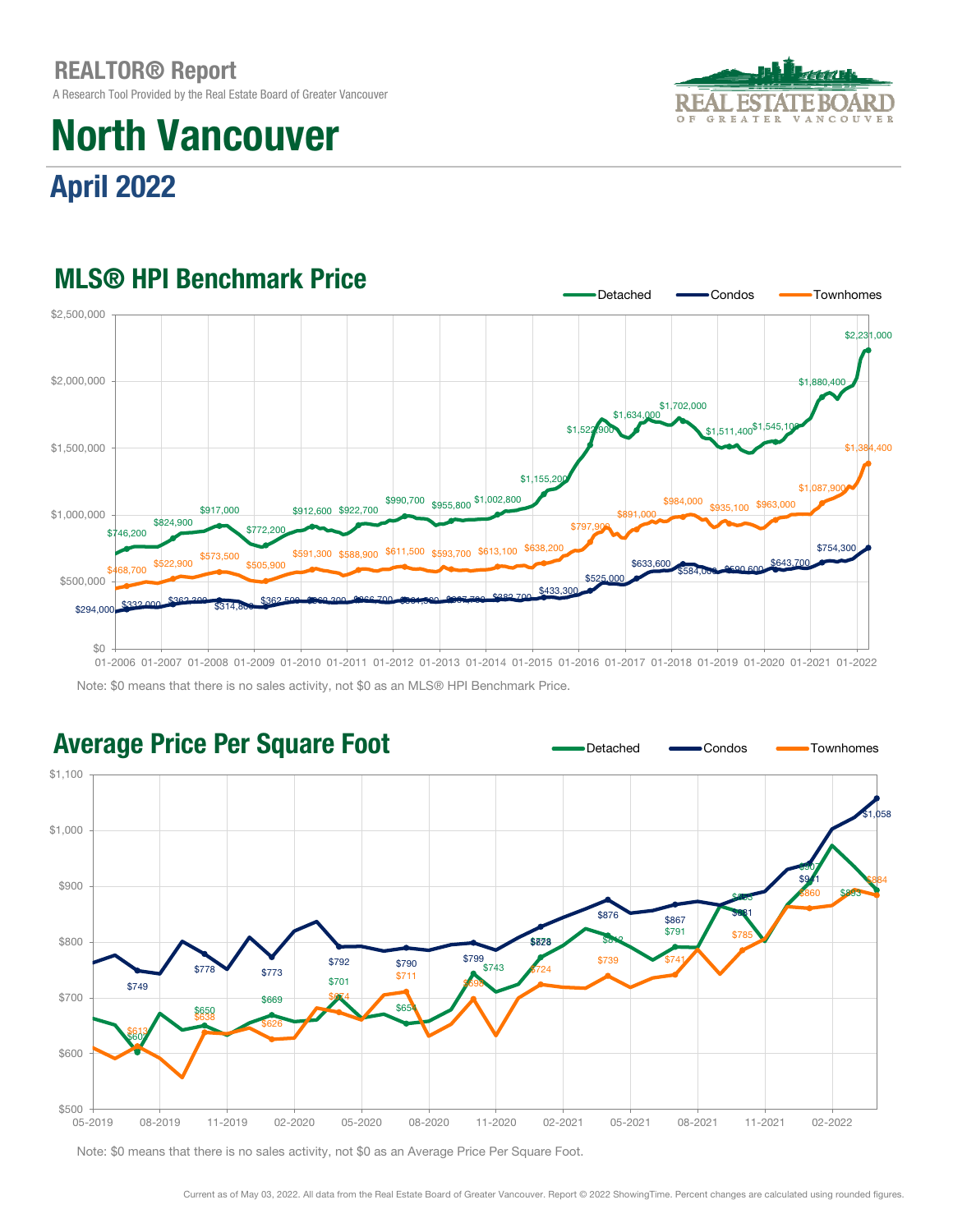# REALTOR® Report

A Research Tool Provided by the Real Estate Board of Greater Vancouver

REAL ESTATE BOARD OF GREATER VANCOUVER

# North Vancouver

## April 2022

## MLS® HPI Benchmark Price

Detached
Condos
Townhomes

$2,500,000
$2,000,000
$1,500,000
$1,000,000
$500,000
$0

01-2006 01-2007 01-2008 01-2009 01-2010 01-2011 01-2012 01-2013 01-2014 01-2015 01-2016 01-2017 01-2018 01-2019 01-2020 01-2021 01-2022

$746,200
$824,900
$917,000
$772,200
$912,600
$922,700
$990,700
$955,800
$1,002,800
$1,155,200
$1,522,900
$1,634,000
$1,702,000
$1,511,400
$1,545,100
$1,880,400
$2,231,000

$468,700
$522,900
$573,500
$505,900
$591,300
$588,900
$611,500
$593,700
$613,100
$638,200
$797,900
$891,000
$984,000
$935,100
$963,000
$1,087,900
$1,384,400

$294,000
$332,000
$362,300
$314,800
$362,500
$433,300
$525,000
$633,600
$584,000
$590,600
$643,700
$754,300

Note: $0 means that there is no sales activity, not $0 as an MLS® HPI Benchmark Price.

## Average Price Per Square Foot

Detached
Condos
Townhomes

$1,100
$1,000
$900
$800
$700
$600
$500

05-2019 08-2019 11-2019 02-2020 05-2020 08-2020 11-2020 02-2021 05-2021 08-2021 11-2021 02-2022

$749
$778
$773
$792
$790
$799
$828
$876
$867
$881
$941
$1,058

$650
$669
$701
$654
$743
$812
$791
$865
$907
$893

$613
$638
$626
$674
$711
$698
$724
$739
$741
$785
$860
$884

Note: $0 means that there is no sales activity, not $0 as an Average Price Per Square Foot.

Current as of May 03, 2022. All data from the Real Estate Board of Greater Vancouver. Report © 2022 ShowingTime. Percent changes are calculated using rounded figures.